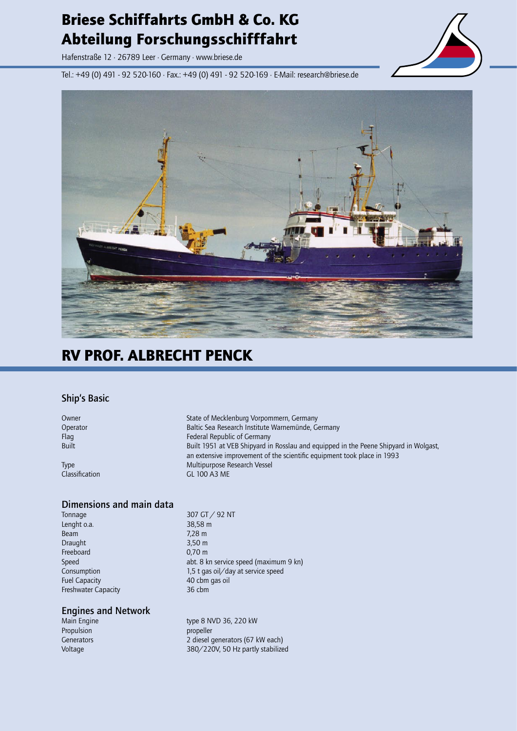# Briese Schiffahrts GmbH & Co. KG
# Abteilung Forschungsschifffahrt

Hafenstraße 12 · 26789 Leer · Germany · www.briese.de

Tel.: +49 (0) 491 - 92 520-160 · Fax.: +49 (0) 491 - 92 520-169 · E-Mail: research@briese.de

## RV PROF. ALBRECHT PENCK

### Ship's Basic

| | |
|---|---|
| Owner | State of Mecklenburg Vorpommern, Germany |
| Operator | Baltic Sea Research Institute Warnemünde, Germany |
| Flag | Federal Republic of Germany |
| Built | Built 1951 at VEB Shipyard in Rosslau and equipped in the Peene Shipyard in Wolgast, an extensive improvement of the scientific equipment took place in 1993 |
| Type | Multipurpose Research Vessel |
| Classification | GL 100 A3 ME |

### Dimensions and main data

| | |
|---|---|
| Tonnage | 307 GT / 92 NT |
| Lenght o.a. | 38,58 m |
| Beam | 7,28 m |
| Draught | 3,50 m |
| Freeboard | 0,70 m |
| Speed | abt. 8 kn service speed (maximum 9 kn) |
| Consumption | 1,5 t gas oil/day at service speed |
| Fuel Capacity | 40 cbm gas oil |
| Freshwater Capacity | 36 cbm |

### Engines and Network

| | |
|---|---|
| Main Engine | type 8 NVD 36, 220 kW |
| Propulsion | propeller |
| Generators | 2 diesel generators (67 kW each) |
| Voltage | 380/220V, 50 Hz partly stabilized |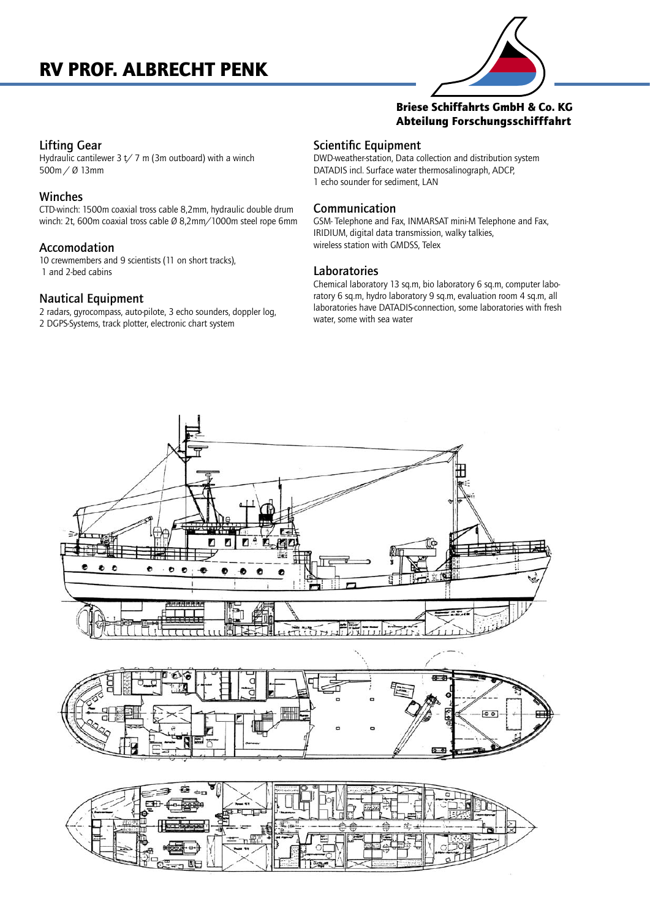# RV PROF. ALBRECHT PENK

**Briese Schiffahrts GmbH & Co. KG**
**Abteilung Forschungsschifffahrt**

## Lifting Gear

Hydraulic cantilewer 3 t / 7 m (3m outboard) with a winch 500m / Ø 13mm

## Winches

CTD-winch: 1500m coaxial tross cable 8,2mm, hydraulic double drum winch: 2t, 600m coaxial tross cable Ø 8,2mm/1000m steel rope 6mm

## Accomodation

10 crewmembers and 9 scientists (11 on short tracks), 1 and 2-bed cabins

## Nautical Equipment

2 radars, gyrocompass, auto-pilote, 3 echo sounders, doppler log, 2 DGPS-Systems, track plotter, electronic chart system

## Scientific Equipment

DWD-weather-station, Data collection and distribution system DATADIS incl. Surface water thermosalinograph, ADCP, 1 echo sounder for sediment, LAN

## Communication

GSM- Telephone and Fax, INMARSAT mini-M Telephone and Fax, IRIDIUM, digital data transmission, walky talkies, wireless station with GMDSS, Telex

## Laboratories

Chemical laboratory 13 sq.m, bio laboratory 6 sq.m, computer laboratory 6 sq.m, hydro laboratory 9 sq.m, evaluation room 4 sq.m, all laboratories have DATADIS-connection, some laboratories with fresh water, some with sea water